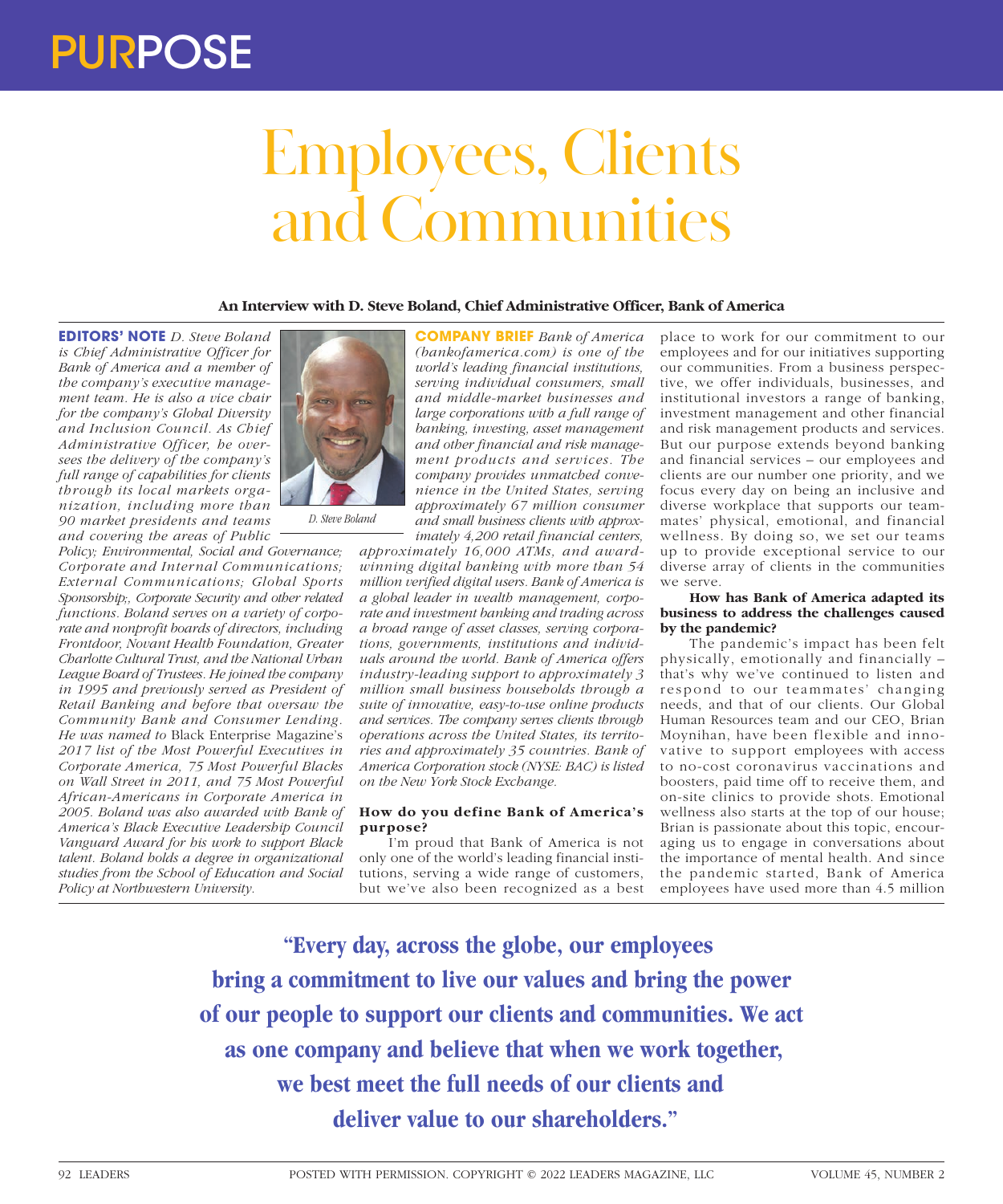PURPOSE

# Employees, Clients and Communities

**An Interview with D. Steve Boland, Chief Administrative Officer, Bank of America**

**EDITORS' NOTE** *D. Steve Boland is Chief Administrative Officer for Bank of America and a member of the company's executive management team. He is also a vice chair for the company's Global Diversity and Inclusion Council. As Chief Administrative Officer, he oversees the delivery of the company's full range of capabilities for clients through its local markets organization, including more than 90 market presidents and teams and covering the areas of Public Policy; Environmental, Social and Governance; Corporate and Internal Communications; External Communications; Global Sports Sponsorship;, Corporate Security and other related functions. Boland serves on a variety of corporate and nonprofit boards of directors, including Frontdoor, Novant Health Foundation, Greater Charlotte Cultural Trust, and the National Urban League Board of Trustees. He joined the company in 1995 and previously served as President of Retail Banking and before that oversaw the Community Bank and Consumer Lending. He was named to* Black Enterprise Magazine's *2017 list of the Most Powerful Executives in Corporate America, 75 Most Powerful Blacks on Wall Street in 2011, and 75 Most Powerful African-Americans in Corporate America in 2005. Boland was also awarded with Bank of America's Black Executive Leadership Council Vanguard Award for his work to support Black talent. Boland holds a degree in organizational studies from the School of Education and Social Policy at Northwestern University.*

*D. Steve Boland*

**COMPANY BRIEF** *Bank of America (bankofamerica.com) is one of the world's leading financial institutions, serving individual consumers, small and middle-market businesses and large corporations with a full range of banking, investing, asset management and other financial and risk management products and services. The company provides unmatched convenience in the United States, serving approximately 67 million consumer and small business clients with approximately 4,200 retail financial centers, approximately 16,000 ATMs, and award-winning digital banking with more than 54 million verified digital users. Bank of America is a global leader in wealth management, corporate and investment banking and trading across a broad range of asset classes, serving corporations, governments, institutions and individuals around the world. Bank of America offers industry-leading support to approximately 3 million small business households through a suite of innovative, easy-to-use online products and services. The company serves clients through operations across the United States, its territories and approximately 35 countries. Bank of America Corporation stock (NYSE: BAC) is listed on the New York Stock Exchange.*

**How do you define Bank of America's purpose?**

I'm proud that Bank of America is not only one of the world's leading financial institutions, serving a wide range of customers, but we've also been recognized as a best place to work for our commitment to our employees and for our initiatives supporting our communities. From a business perspective, we offer individuals, businesses, and institutional investors a range of banking, investment management and other financial and risk management products and services. But our purpose extends beyond banking and financial services – our employees and clients are our number one priority, and we focus every day on being an inclusive and diverse workplace that supports our teammates' physical, emotional, and financial wellness. By doing so, we set our teams up to provide exceptional service to our diverse array of clients in the communities we serve.

**How has Bank of America adapted its business to address the challenges caused by the pandemic?**

The pandemic's impact has been felt physically, emotionally and financially – that's why we've continued to listen and respond to our teammates' changing needs, and that of our clients. Our Global Human Resources team and our CEO, Brian Moynihan, have been flexible and innovative to support employees with access to no-cost coronavirus vaccinations and boosters, paid time off to receive them, and on-site clinics to provide shots. Emotional wellness also starts at the top of our house; Brian is passionate about this topic, encouraging us to engage in conversations about the importance of mental health. And since the pandemic started, Bank of America employees have used more than 4.5 million

**"Every day, across the globe, our employees bring a commitment to live our values and bring the power of our people to support our clients and communities. We act as one company and believe that when we work together, we best meet the full needs of our clients and deliver value to our shareholders."**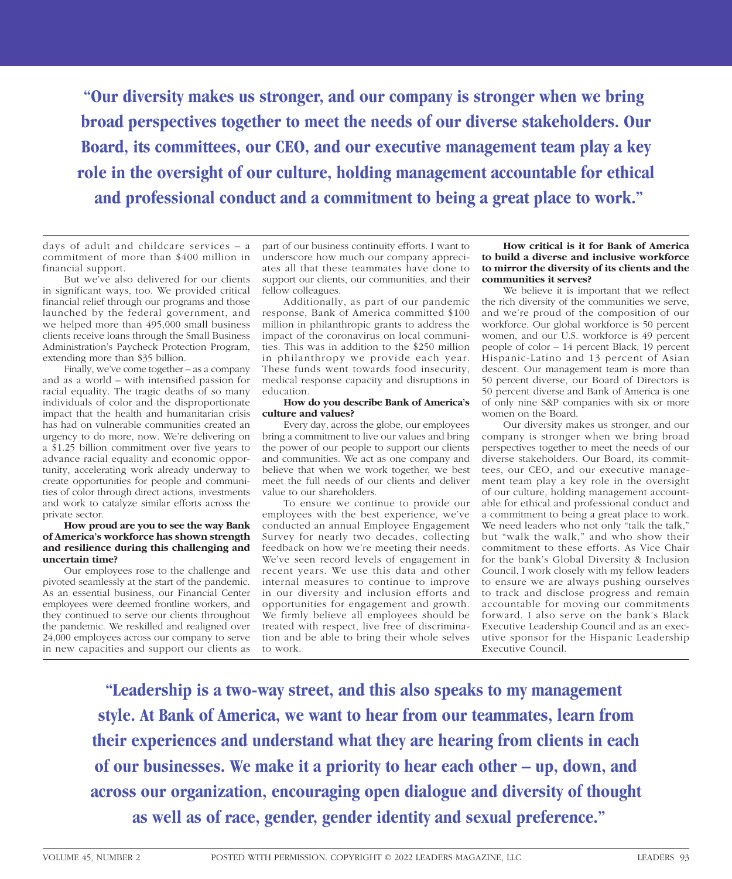**"Our diversity makes us stronger, and our company is stronger when we bring broad perspectives together to meet the needs of our diverse stakeholders. Our Board, its committees, our CEO, and our executive management team play a key role in the oversight of our culture, holding management accountable for ethical and professional conduct and a commitment to being a great place to work."**

days of adult and childcare services – a commitment of more than $400 million in financial support.

But we've also delivered for our clients in significant ways, too. We provided critical financial relief through our programs and those launched by the federal government, and we helped more than 495,000 small business clients receive loans through the Small Business Administration's Paycheck Protection Program, extending more than $35 billion.

Finally, we've come together – as a company and as a world – with intensified passion for racial equality. The tragic deaths of so many individuals of color and the disproportionate impact that the health and humanitarian crisis has had on vulnerable communities created an urgency to do more, now. We're delivering on a $1.25 billion commitment over five years to advance racial equality and economic opportunity, accelerating work already underway to create opportunities for people and communities of color through direct actions, investments and work to catalyze similar efforts across the private sector.

**How proud are you to see the way Bank of America's workforce has shown strength and resilience during this challenging and uncertain time?**

Our employees rose to the challenge and pivoted seamlessly at the start of the pandemic. As an essential business, our Financial Center employees were deemed frontline workers, and they continued to serve our clients throughout the pandemic. We reskilled and realigned over 24,000 employees across our company to serve in new capacities and support our clients as part of our business continuity efforts. I want to underscore how much our company appreciates all that these teammates have done to support our clients, our communities, and their fellow colleagues.

Additionally, as part of our pandemic response, Bank of America committed $100 million in philanthropic grants to address the impact of the coronavirus on local communities. This was in addition to the $250 million in philanthropy we provide each year. These funds went towards food insecurity, medical response capacity and disruptions in education.

**How do you describe Bank of America's culture and values?**

Every day, across the globe, our employees bring a commitment to live our values and bring the power of our people to support our clients and communities. We act as one company and believe that when we work together, we best meet the full needs of our clients and deliver value to our shareholders.

To ensure we continue to provide our employees with the best experience, we've conducted an annual Employee Engagement Survey for nearly two decades, collecting feedback on how we're meeting their needs. We've seen record levels of engagement in recent years. We use this data and other internal measures to continue to improve in our diversity and inclusion efforts and opportunities for engagement and growth. We firmly believe all employees should be treated with respect, live free of discrimination and be able to bring their whole selves to work.

**How critical is it for Bank of America to build a diverse and inclusive workforce to mirror the diversity of its clients and the communities it serves?**

We believe it is important that we reflect the rich diversity of the communities we serve, and we're proud of the composition of our workforce. Our global workforce is 50 percent women, and our U.S. workforce is 49 percent people of color – 14 percent Black, 19 percent Hispanic-Latino and 13 percent of Asian descent. Our management team is more than 50 percent diverse, our Board of Directors is 50 percent diverse and Bank of America is one of only nine S&P companies with six or more women on the Board.

Our diversity makes us stronger, and our company is stronger when we bring broad perspectives together to meet the needs of our diverse stakeholders. Our Board, its committees, our CEO, and our executive management team play a key role in the oversight of our culture, holding management accountable for ethical and professional conduct and a commitment to being a great place to work. We need leaders who not only "talk the talk," but "walk the walk," and who show their commitment to these efforts. As Vice Chair for the bank's Global Diversity & Inclusion Council, I work closely with my fellow leaders to ensure we are always pushing ourselves to track and disclose progress and remain accountable for moving our commitments forward. I also serve on the bank's Black Executive Leadership Council and as an executive sponsor for the Hispanic Leadership Executive Council.

**"Leadership is a two-way street, and this also speaks to my management style. At Bank of America, we want to hear from our teammates, learn from their experiences and understand what they are hearing from clients in each of our businesses. We make it a priority to hear each other – up, down, and across our organization, encouraging open dialogue and diversity of thought as well as of race, gender, gender identity and sexual preference."**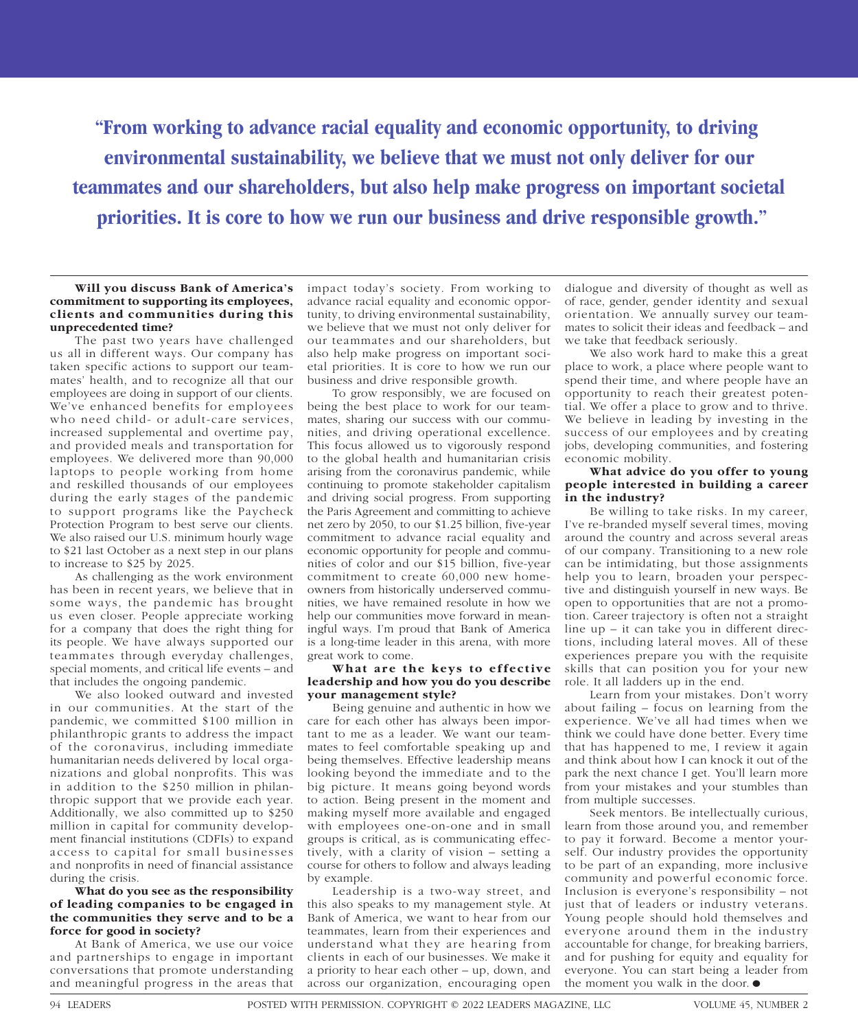**"From working to advance racial equality and economic opportunity, to driving environmental sustainability, we believe that we must not only deliver for our teammates and our shareholders, but also help make progress on important societal priorities. It is core to how we run our business and drive responsible growth."**

**Will you discuss Bank of America's commitment to supporting its employees, clients and communities during this unprecedented time?**

The past two years have challenged us all in different ways. Our company has taken specific actions to support our teammates' health, and to recognize all that our employees are doing in support of our clients. We've enhanced benefits for employees who need child- or adult-care services, increased supplemental and overtime pay, and provided meals and transportation for employees. We delivered more than 90,000 laptops to people working from home and reskilled thousands of our employees during the early stages of the pandemic to support programs like the Paycheck Protection Program to best serve our clients. We also raised our U.S. minimum hourly wage to $21 last October as a next step in our plans to increase to $25 by 2025.

As challenging as the work environment has been in recent years, we believe that in some ways, the pandemic has brought us even closer. People appreciate working for a company that does the right thing for its people. We have always supported our teammates through everyday challenges, special moments, and critical life events – and that includes the ongoing pandemic.

We also looked outward and invested in our communities. At the start of the pandemic, we committed $100 million in philanthropic grants to address the impact of the coronavirus, including immediate humanitarian needs delivered by local organizations and global nonprofits. This was in addition to the $250 million in philanthropic support that we provide each year. Additionally, we also committed up to $250 million in capital for community development financial institutions (CDFIs) to expand access to capital for small businesses and nonprofits in need of financial assistance during the crisis.

**What do you see as the responsibility of leading companies to be engaged in the communities they serve and to be a force for good in society?**

At Bank of America, we use our voice and partnerships to engage in important conversations that promote understanding and meaningful progress in the areas that impact today's society. From working to advance racial equality and economic opportunity, to driving environmental sustainability, we believe that we must not only deliver for our teammates and our shareholders, but also help make progress on important societal priorities. It is core to how we run our business and drive responsible growth.

To grow responsibly, we are focused on being the best place to work for our teammates, sharing our success with our communities, and driving operational excellence. This focus allowed us to vigorously respond to the global health and humanitarian crisis arising from the coronavirus pandemic, while continuing to promote stakeholder capitalism and driving social progress. From supporting the Paris Agreement and committing to achieve net zero by 2050, to our $1.25 billion, five-year commitment to advance racial equality and economic opportunity for people and communities of color and our $15 billion, five-year commitment to create 60,000 new homeowners from historically underserved communities, we have remained resolute in how we help our communities move forward in meaningful ways. I'm proud that Bank of America is a long-time leader in this arena, with more great work to come.

**What are the keys to effective leadership and how you do you describe your management style?**

Being genuine and authentic in how we care for each other has always been important to me as a leader. We want our teammates to feel comfortable speaking up and being themselves. Effective leadership means looking beyond the immediate and to the big picture. It means going beyond words to action. Being present in the moment and making myself more available and engaged with employees one-on-one and in small groups is critical, as is communicating effectively, with a clarity of vision – setting a course for others to follow and always leading by example.

Leadership is a two-way street, and this also speaks to my management style. At Bank of America, we want to hear from our teammates, learn from their experiences and understand what they are hearing from clients in each of our businesses. We make it a priority to hear each other – up, down, and across our organization, encouraging open dialogue and diversity of thought as well as of race, gender, gender identity and sexual orientation. We annually survey our teammates to solicit their ideas and feedback – and we take that feedback seriously.

We also work hard to make this a great place to work, a place where people want to spend their time, and where people have an opportunity to reach their greatest potential. We offer a place to grow and to thrive. We believe in leading by investing in the success of our employees and by creating jobs, developing communities, and fostering economic mobility.

**What advice do you offer to young people interested in building a career in the industry?**

Be willing to take risks. In my career, I've re-branded myself several times, moving around the country and across several areas of our company. Transitioning to a new role can be intimidating, but those assignments help you to learn, broaden your perspective and distinguish yourself in new ways. Be open to opportunities that are not a promotion. Career trajectory is often not a straight line up – it can take you in different directions, including lateral moves. All of these experiences prepare you with the requisite skills that can position you for your new role. It all ladders up in the end.

Learn from your mistakes. Don't worry about failing – focus on learning from the experience. We've all had times when we think we could have done better. Every time that has happened to me, I review it again and think about how I can knock it out of the park the next chance I get. You'll learn more from your mistakes and your stumbles than from multiple successes.

Seek mentors. Be intellectually curious, learn from those around you, and remember to pay it forward. Become a mentor yourself. Our industry provides the opportunity to be part of an expanding, more inclusive community and powerful economic force. Inclusion is everyone's responsibility – not just that of leaders or industry veterans. Young people should hold themselves and everyone around them in the industry accountable for change, for breaking barriers, and for pushing for equity and equality for everyone. You can start being a leader from the moment you walk in the door. ●

POSTED WITH PERMISSION. COPYRIGHT © 2022 LEADERS MAGAZINE, LLC